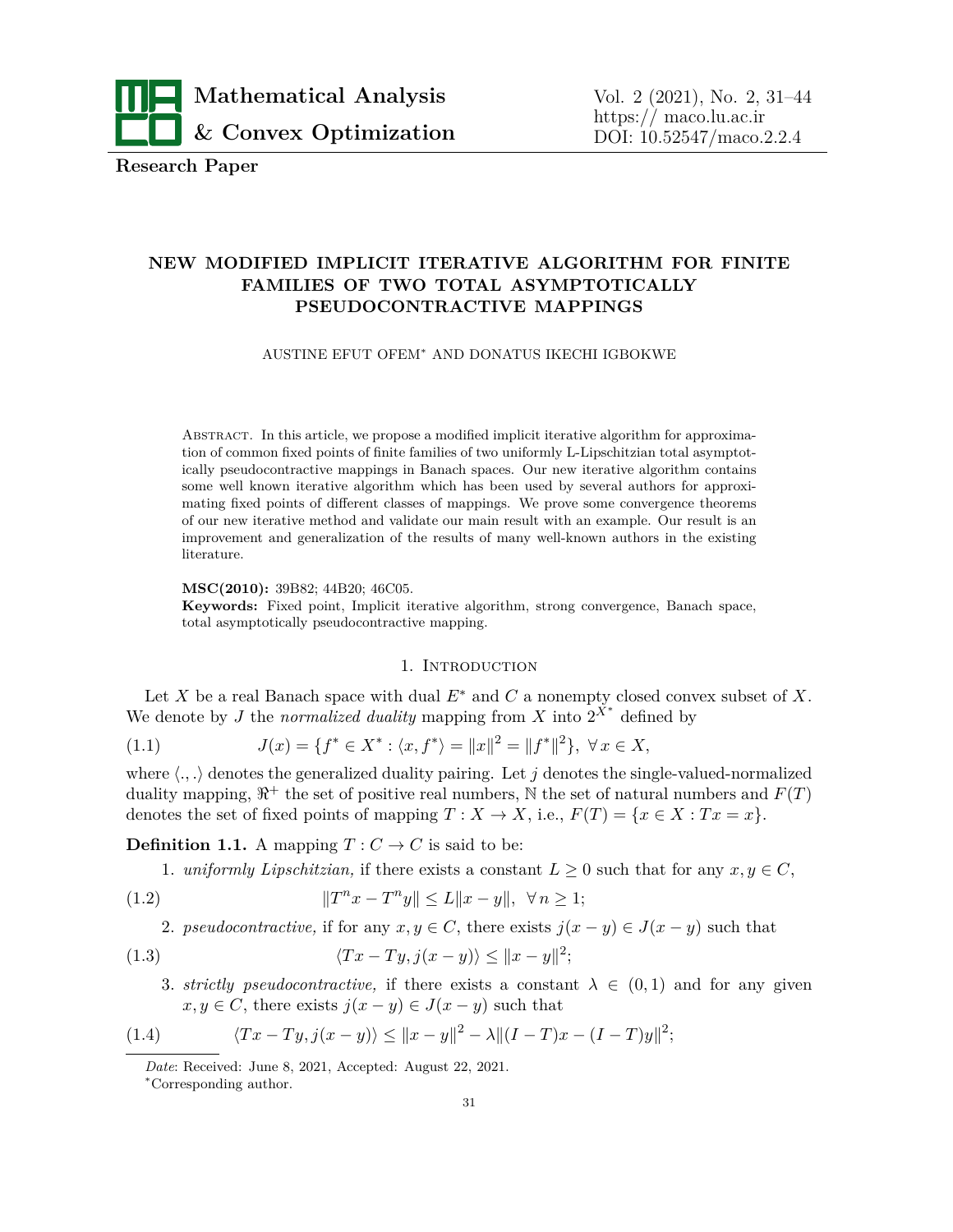**Research Paper**

# NEW MODIFIED IMPLICIT ITERATIVE ALGORITHM FOR FINITE FAMILIES OF TWO TOTAL ASYMPTOTICALLY PSEUDOCONTRACTIVE MAPPINGS

AUSTINE EFUT OFEM* AND DONATUS IKECHI IGBOKWE

Abstract. In this article, we propose a modified implicit iterative algorithm for approximation of common fixed points of finite families of two uniformly L-Lipschitzian total asymptotically pseudocontractive mappings in Banach spaces. Our new iterative algorithm contains some well known iterative algorithm which has been used by several authors for approximating fixed points of different classes of mappings. We prove some convergence theorems of our new iterative method and validate our main result with an example. Our result is an improvement and generalization of the results of many well-known authors in the existing literature.

**MSC(2010):** 39B82; 44B20; 46C05.

**Keywords:** Fixed point, Implicit iterative algorithm, strong convergence, Banach space, total asymptotically pseudocontractive mapping.

## 1. Introduction

Let $X$ be a real Banach space with dual $E^*$ and $C$ a nonempty closed convex subset of $X$. We denote by $J$ the *normalized duality* mapping from $X$ into $2^{X^*}$ defined by

$$J(x) = \{f^* \in X^* : \langle x, f^* \rangle = \|x\|^2 = \|f^*\|^2\}, \ \forall\, x \in X, \tag{1.1}$$

where $\langle ., . \rangle$ denotes the generalized duality pairing. Let $j$ denotes the single-valued-normalized duality mapping, $\Re^+$ the set of positive real numbers, $\mathbb{N}$ the set of natural numbers and $F(T)$ denotes the set of fixed points of mapping $T : X \to X$, i.e., $F(T) = \{x \in X : Tx = x\}$.

**Definition 1.1.** A mapping $T : C \to C$ is said to be:

1. *uniformly Lipschitzian,* if there exists a constant $L \geq 0$ such that for any $x, y \in C$,

$$\|T^n x - T^n y\| \leq L\|x - y\|, \ \forall\, n \geq 1; \tag{1.2}$$

2. *pseudocontractive,* if for any $x, y \in C$, there exists $j(x - y) \in J(x - y)$ such that

$$\langle Tx - Ty, j(x - y) \rangle \leq \|x - y\|^2; \tag{1.3}$$

3. *strictly pseudocontractive,* if there exists a constant $\lambda \in (0, 1)$ and for any given $x, y \in C$, there exists $j(x - y) \in J(x - y)$ such that

$$\langle Tx - Ty, j(x - y) \rangle \leq \|x - y\|^2 - \lambda\|(I - T)x - (I - T)y\|^2; \tag{1.4}$$

*Date*: Received: June 8, 2021, Accepted: August 22, 2021.

*Corresponding author.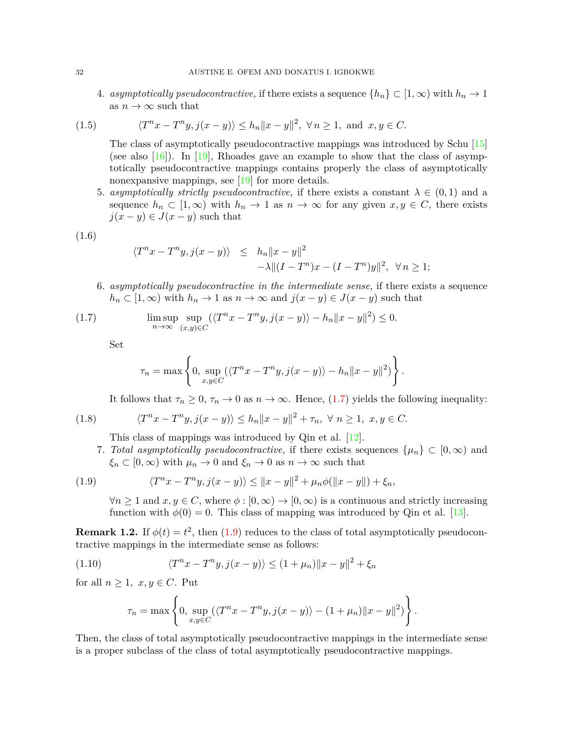4. *asymptotically pseudocontractive,* if there exists a sequence $\{h_n\} \subset [1, \infty)$ with $h_n \to 1$ as $n \to \infty$ such that

$$\langle T^n x - T^n y, j(x-y)\rangle \le h_n \|x-y\|^2, \ \forall\, n \ge 1, \text{ and } x, y \in C. \tag{1.5}$$

   The class of asymptotically pseudocontractive mappings was introduced by Schu [15] (see also [16]). In [19], Rhoades gave an example to show that the class of asymptotically pseudocontractive mappings contains properly the class of asymptotically nonexpansive mappings, see [19] for more details.

5. *asymptotically strictly pseudocontractive,* if there exists a constant $\lambda \in (0,1)$ and a sequence $h_n \subset [1,\infty)$ with $h_n \to 1$ as $n \to \infty$ for any given $x, y \in C$, there exists $j(x-y) \in J(x-y)$ such that

$$\begin{aligned} \langle T^n x - T^n y, j(x-y)\rangle \ &\le\ h_n\|x-y\|^2 \\ &\quad -\lambda\|(I-T^n)x - (I-T^n)y\|^2, \ \ \forall\, n \ge 1; \end{aligned} \tag{1.6}$$

6. *asymptotically pseudocontractive in the intermediate sense,* if there exists a sequence $h_n \subset [1,\infty)$ with $h_n \to 1$ as $n \to \infty$ and $j(x-y) \in J(x-y)$ such that

$$\limsup_{n\to\infty} \sup_{(x,y)\in C} (\langle T^n x - T^n y, j(x-y)\rangle - h_n\|x-y\|^2) \le 0. \tag{1.7}$$

   Set

$$\tau_n = \max\left\{0, \sup_{x,y\in C} (\langle T^n x - T^n y, j(x-y)\rangle - h_n\|x-y\|^2)\right\}.$$

   It follows that $\tau_n \ge 0$, $\tau_n \to 0$ as $n \to \infty$. Hence, (1.7) yields the following inequality:

$$\langle T^n x - T^n y, j(x-y)\rangle \le h_n\|x-y\|^2 + \tau_n, \ \forall\ n \ge 1, \ x, y \in C. \tag{1.8}$$

   This class of mappings was introduced by Qin et al. [12].

7. *Total asymptotically pseudocontractive,* if there exists sequences $\{\mu_n\} \subset [0,\infty)$ and $\xi_n \subset [0,\infty)$ with $\mu_n \to 0$ and $\xi_n \to 0$ as $n \to \infty$ such that

$$\langle T^n x - T^n y, j(x-y)\rangle \le \|x-y\|^2 + \mu_n \phi(\|x-y\|) + \xi_n, \tag{1.9}$$

   $\forall n \ge 1$ and $x, y \in C$, where $\phi : [0,\infty) \to [0,\infty)$ is a continuous and strictly increasing function with $\phi(0) = 0$. This class of mapping was introduced by Qin et al. [13].

**Remark 1.2.** If $\phi(t) = t^2$, then (1.9) reduces to the class of total asymptotically pseudocontractive mappings in the intermediate sense as follows:

$$\langle T^n x - T^n y, j(x-y)\rangle \le (1+\mu_n)\|x-y\|^2 + \xi_n \tag{1.10}$$

for all $n \ge 1, \ x, y \in C$. Put

$$\tau_n = \max\left\{0, \sup_{x,y\in C} (\langle T^n x - T^n y, j(x-y)\rangle - (1+\mu_n)\|x-y\|^2)\right\}.$$

Then, the class of total asymptotically pseudocontractive mappings in the intermediate sense is a proper subclass of the class of total asymptotically pseudocontractive mappings.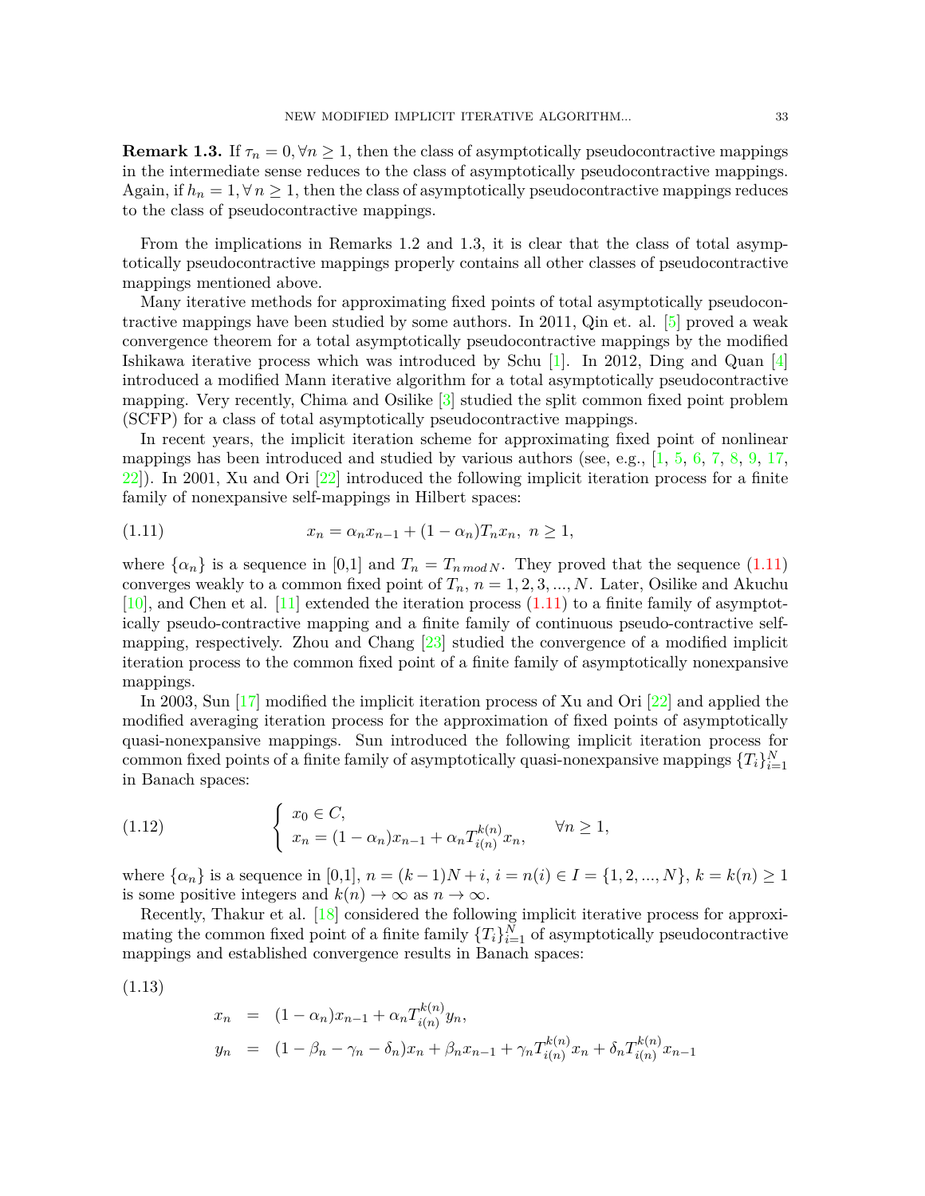**Remark 1.3.** If $\tau_n = 0, \forall n \geq 1$, then the class of asymptotically pseudocontractive mappings in the intermediate sense reduces to the class of asymptotically pseudocontractive mappings. Again, if $h_n = 1, \forall\, n \geq 1$, then the class of asymptotically pseudocontractive mappings reduces to the class of pseudocontractive mappings.

From the implications in Remarks 1.2 and 1.3, it is clear that the class of total asymptotically pseudocontractive mappings properly contains all other classes of pseudocontractive mappings mentioned above.

Many iterative methods for approximating fixed points of total asymptotically pseudocontractive mappings have been studied by some authors. In 2011, Qin et. al. [5] proved a weak convergence theorem for a total asymptotically pseudocontractive mappings by the modified Ishikawa iterative process which was introduced by Schu [1]. In 2012, Ding and Quan [4] introduced a modified Mann iterative algorithm for a total asymptotically pseudocontractive mapping. Very recently, Chima and Osilike [3] studied the split common fixed point problem (SCFP) for a class of total asymptotically pseudocontractive mappings.

In recent years, the implicit iteration scheme for approximating fixed point of nonlinear mappings has been introduced and studied by various authors (see, e.g., [1, 5, 6, 7, 8, 9, 17, 22]). In 2001, Xu and Ori [22] introduced the following implicit iteration process for a finite family of nonexpansive self-mappings in Hilbert spaces:

$$x_n = \alpha_n x_{n-1} + (1-\alpha_n)T_n x_n,\ n \geq 1, \tag{1.11}$$

where $\{\alpha_n\}$ is a sequence in [0,1] and $T_n = T_{n\, mod\, N}$. They proved that the sequence (1.11) converges weakly to a common fixed point of $T_n$, $n = 1, 2, 3, ..., N$. Later, Osilike and Akuchu [10], and Chen et al. [11] extended the iteration process (1.11) to a finite family of asymptotically pseudo-contractive mapping and a finite family of continuous pseudo-contractive self-mapping, respectively. Zhou and Chang [23] studied the convergence of a modified implicit iteration process to the common fixed point of a finite family of asymptotically nonexpansive mappings.

In 2003, Sun [17] modified the implicit iteration process of Xu and Ori [22] and applied the modified averaging iteration process for the approximation of fixed points of asymptotically quasi-nonexpansive mappings. Sun introduced the following implicit iteration process for common fixed points of a finite family of asymptotically quasi-nonexpansive mappings $\{T_i\}_{i=1}^N$ in Banach spaces:

$$\begin{cases} x_0 \in C, \\ x_n = (1-\alpha_n)x_{n-1} + \alpha_n T_{i(n)}^{k(n)} x_n, \end{cases} \quad \forall n \geq 1, \tag{1.12}$$

where $\{\alpha_n\}$ is a sequence in [0,1], $n = (k-1)N + i$, $i = n(i) \in I = \{1, 2, ..., N\}$, $k = k(n) \geq 1$ is some positive integers and $k(n) \to \infty$ as $n \to \infty$.

Recently, Thakur et al. [18] considered the following implicit iterative process for approximating the common fixed point of a finite family $\{T_i\}_{i=1}^N$ of asymptotically pseudocontractive mappings and established convergence results in Banach spaces:

$$\begin{aligned} x_n &= (1-\alpha_n)x_{n-1} + \alpha_n T_{i(n)}^{k(n)} y_n, \\ y_n &= (1-\beta_n-\gamma_n-\delta_n)x_n + \beta_n x_{n-1} + \gamma_n T_{i(n)}^{k(n)} x_n + \delta_n T_{i(n)}^{k(n)} x_{n-1} \end{aligned} \tag{1.13}$$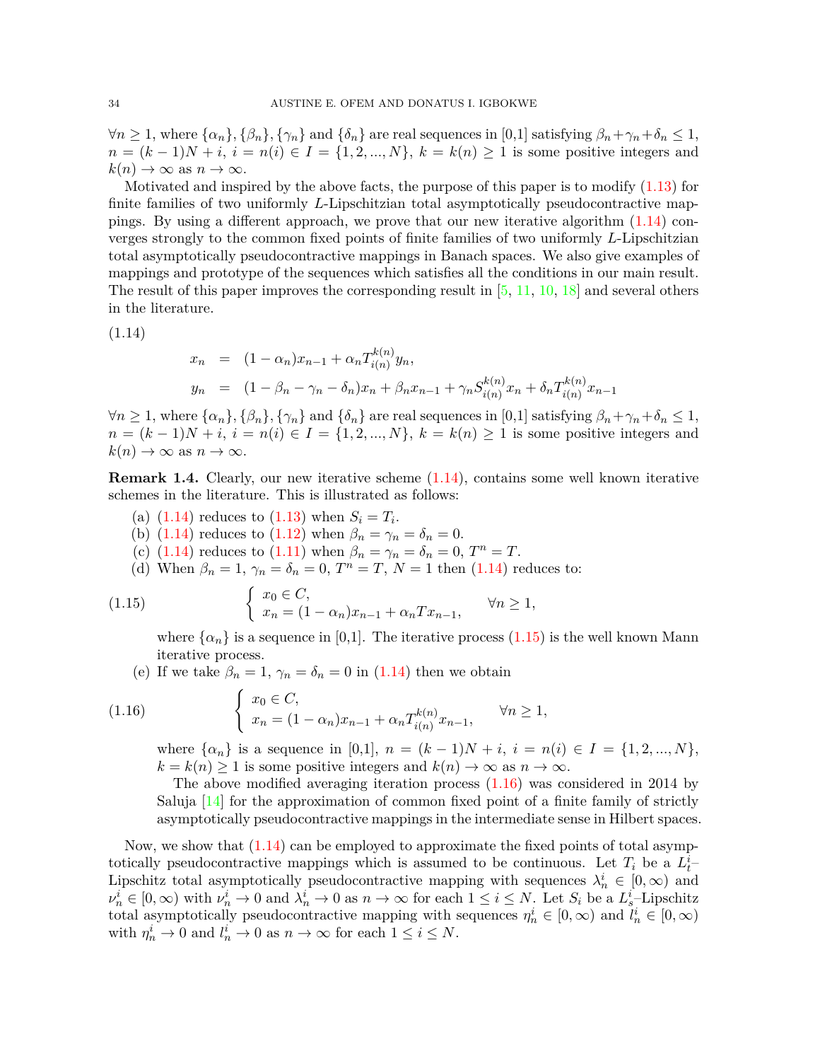$\forall n \geq 1$, where $\{\alpha_n\}, \{\beta_n\}, \{\gamma_n\}$ and $\{\delta_n\}$ are real sequences in [0,1] satisfying $\beta_n + \gamma_n + \delta_n \leq 1$, $n = (k-1)N + i$, $i = n(i) \in I = \{1, 2, ..., N\}$, $k = k(n) \geq 1$ is some positive integers and $k(n) \to \infty$ as $n \to \infty$.

Motivated and inspired by the above facts, the purpose of this paper is to modify (1.13) for finite families of two uniformly $L$-Lipschitzian total asymptotically pseudocontractive mappings. By using a different approach, we prove that our new iterative algorithm (1.14) converges strongly to the common fixed points of finite families of two uniformly $L$-Lipschitzian total asymptotically pseudocontractive mappings in Banach spaces. We also give examples of mappings and prototype of the sequences which satisfies all the conditions in our main result. The result of this paper improves the corresponding result in [5, 11, 10, 18] and several others in the literature.

(1.14)

$$
\begin{aligned}
x_n &= (1-\alpha_n)x_{n-1} + \alpha_n T_{i(n)}^{k(n)} y_n, \\
y_n &= (1-\beta_n-\gamma_n-\delta_n)x_n + \beta_n x_{n-1} + \gamma_n S_{i(n)}^{k(n)} x_n + \delta_n T_{i(n)}^{k(n)} x_{n-1}
\end{aligned}
$$

$\forall n \geq 1$, where $\{\alpha_n\}, \{\beta_n\}, \{\gamma_n\}$ and $\{\delta_n\}$ are real sequences in [0,1] satisfying $\beta_n + \gamma_n + \delta_n \leq 1$, $n = (k-1)N + i$, $i = n(i) \in I = \{1, 2, ..., N\}$, $k = k(n) \geq 1$ is some positive integers and $k(n) \to \infty$ as $n \to \infty$.

**Remark 1.4.** Clearly, our new iterative scheme (1.14), contains some well known iterative schemes in the literature. This is illustrated as follows:

(a) (1.14) reduces to (1.13) when $S_i = T_i$.

(b) (1.14) reduces to (1.12) when $\beta_n = \gamma_n = \delta_n = 0$.

(c) (1.14) reduces to (1.11) when $\beta_n = \gamma_n = \delta_n = 0$, $T^n = T$.

(d) When $\beta_n = 1$, $\gamma_n = \delta_n = 0$, $T^n = T$, $N = 1$ then (1.14) reduces to:

$$
\left\{
\begin{array}{l}
x_0 \in C, \\
x_n = (1-\alpha_n)x_{n-1} + \alpha_n T x_{n-1},
\end{array}
\right. \qquad \forall n \geq 1, \tag{1.15}
$$

where $\{\alpha_n\}$ is a sequence in [0,1]. The iterative process (1.15) is the well known Mann iterative process.

(e) If we take $\beta_n = 1$, $\gamma_n = \delta_n = 0$ in (1.14) then we obtain

$$
\left\{
\begin{array}{l}
x_0 \in C, \\
x_n = (1-\alpha_n)x_{n-1} + \alpha_n T_{i(n)}^{k(n)} x_{n-1},
\end{array}
\right. \qquad \forall n \geq 1, \tag{1.16}
$$

where $\{\alpha_n\}$ is a sequence in [0,1], $n = (k-1)N + i$, $i = n(i) \in I = \{1, 2, ..., N\}$, $k = k(n) \geq 1$ is some positive integers and $k(n) \to \infty$ as $n \to \infty$.

The above modified averaging iteration process (1.16) was considered in 2014 by Saluja [14] for the approximation of common fixed point of a finite family of strictly asymptotically pseudocontractive mappings in the intermediate sense in Hilbert spaces.

Now, we show that (1.14) can be employed to approximate the fixed points of total asymptotically pseudocontractive mappings which is assumed to be continuous. Let $T_i$ be a $L_t^i$–Lipschitz total asymptotically pseudocontractive mapping with sequences $\lambda_n^i \in [0, \infty)$ and $\nu_n^i \in [0, \infty)$ with $\nu_n^i \to 0$ and $\lambda_n^i \to 0$ as $n \to \infty$ for each $1 \leq i \leq N$. Let $S_i$ be a $L_s^i$–Lipschitz total asymptotically pseudocontractive mapping with sequences $\eta_n^i \in [0, \infty)$ and $l_n^i \in [0, \infty)$ with $\eta_n^i \to 0$ and $l_n^i \to 0$ as $n \to \infty$ for each $1 \leq i \leq N$.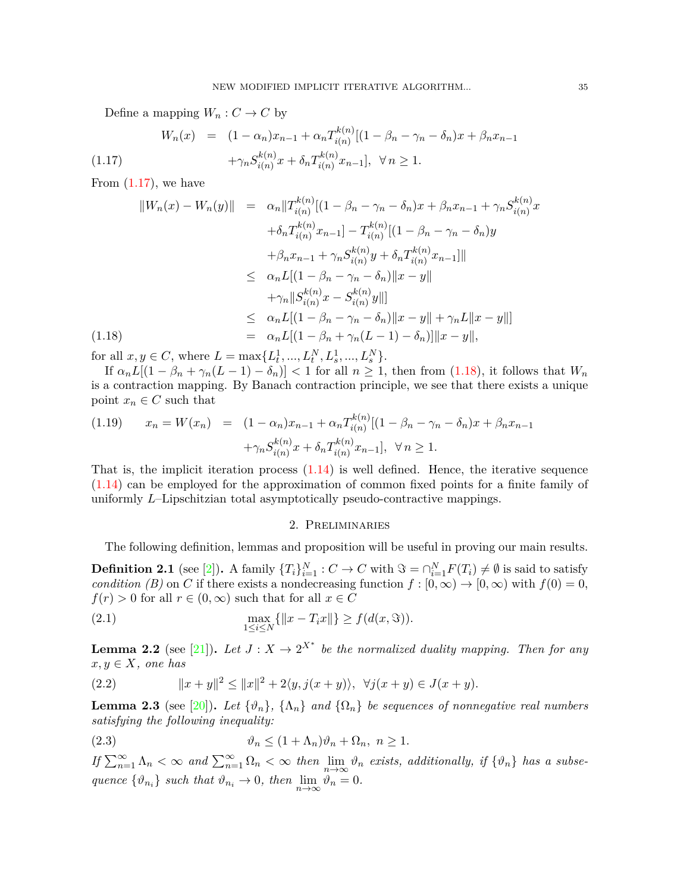Define a mapping $W_n : C \to C$ by

$$
\begin{aligned}
W_n(x) &= (1-\alpha_n)x_{n-1} + \alpha_n T_{i(n)}^{k(n)}[(1-\beta_n-\gamma_n-\delta_n)x + \beta_n x_{n-1} \\
&\quad + \gamma_n S_{i(n)}^{k(n)} x + \delta_n T_{i(n)}^{k(n)} x_{n-1}], \ \ \forall\, n \geq 1. \qquad (1.17)
\end{aligned}
$$

From (1.17), we have

$$
\begin{aligned}
\|W_n(x) - W_n(y)\| &= \alpha_n \|T_{i(n)}^{k(n)}[(1-\beta_n-\gamma_n-\delta_n)x + \beta_n x_{n-1} + \gamma_n S_{i(n)}^{k(n)} x \\
&\quad + \delta_n T_{i(n)}^{k(n)} x_{n-1}] - T_{i(n)}^{k(n)}[(1-\beta_n-\gamma_n-\delta_n)y \\
&\quad + \beta_n x_{n-1} + \gamma_n S_{i(n)}^{k(n)} y + \delta_n T_{i(n)}^{k(n)} x_{n-1}]\| \\
&\leq \alpha_n L[(1-\beta_n-\gamma_n-\delta_n)\|x-y\| \\
&\quad + \gamma_n \|S_{i(n)}^{k(n)} x - S_{i(n)}^{k(n)} y\|] \\
&\leq \alpha_n L[(1-\beta_n-\gamma_n-\delta_n)\|x-y\| + \gamma_n L\|x-y\|] \\
&= \alpha_n L[(1-\beta_n+\gamma_n(L-1)-\delta_n)]\|x-y\|, \qquad (1.18)
\end{aligned}
$$

for all $x, y \in C$, where $L = \max\{L_t^1, ..., L_t^N, L_s^1, ..., L_s^N\}$.

If $\alpha_n L[(1-\beta_n+\gamma_n(L-1)-\delta_n)] < 1$ for all $n \geq 1$, then from (1.18), it follows that $W_n$ is a contraction mapping. By Banach contraction principle, we see that there exists a unique point $x_n \in C$ such that

$$
\begin{aligned}
x_n = W(x_n) &= (1-\alpha_n)x_{n-1} + \alpha_n T_{i(n)}^{k(n)}[(1-\beta_n-\gamma_n-\delta_n)x + \beta_n x_{n-1} \\
&\quad + \gamma_n S_{i(n)}^{k(n)} x + \delta_n T_{i(n)}^{k(n)} x_{n-1}], \ \ \forall\, n \geq 1. \qquad (1.19)
\end{aligned}
$$

That is, the implicit iteration process (1.14) is well defined. Hence, the iterative sequence (1.14) can be employed for the approximation of common fixed points for a finite family of uniformly $L$–Lipschitzian total asymptotically pseudo-contractive mappings.

## 2. Preliminaries

The following definition, lemmas and proposition will be useful in proving our main results.

**Definition 2.1** (see [2])**.** A family $\{T_i\}_{i=1}^N : C \to C$ with $\Im = \cap_{i=1}^N F(T_i) \neq \emptyset$ is said to satisfy *condition (B)* on $C$ if there exists a nondecreasing function $f : [0,\infty) \to [0,\infty)$ with $f(0) = 0$, $f(r) > 0$ for all $r \in (0,\infty)$ such that for all $x \in C$

$$
\max_{1 \leq i \leq N} \{\|x - T_i x\|\} \geq f(d(x, \Im)). \qquad (2.1)
$$

**Lemma 2.2** (see [21])**.** *Let $J : X \to 2^{X^*}$ be the normalized duality mapping. Then for any $x, y \in X$, one has*

$$
\|x+y\|^2 \leq \|x\|^2 + 2\langle y, j(x+y)\rangle, \ \ \forall j(x+y) \in J(x+y). \qquad (2.2)
$$

**Lemma 2.3** (see [20])**.** *Let $\{\vartheta_n\}$, $\{\Lambda_n\}$ and $\{\Omega_n\}$ be sequences of nonnegative real numbers satisfying the following inequality:*

$$
\vartheta_n \leq (1+\Lambda_n)\vartheta_n + \Omega_n, \ \ n \geq 1. \qquad (2.3)
$$

*If $\sum_{n=1}^\infty \Lambda_n < \infty$ and $\sum_{n=1}^\infty \Omega_n < \infty$ then $\lim_{n\to\infty} \vartheta_n$ exists, additionally, if $\{\vartheta_n\}$ has a subsequence $\{\vartheta_{n_i}\}$ such that $\vartheta_{n_i} \to 0$, then $\lim_{n\to\infty} \vartheta_n = 0$.*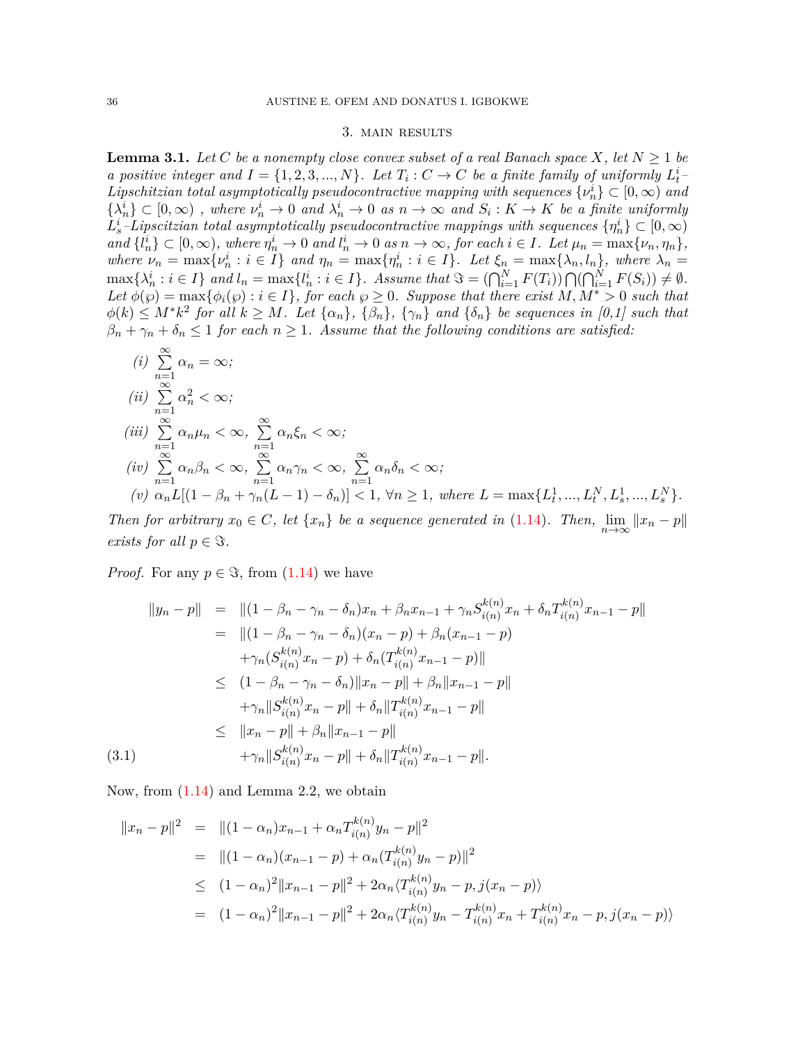## 3. Main Results

**Lemma 3.1.** *Let $C$ be a nonempty close convex subset of a real Banach space $X$, let $N \geq 1$ be a positive integer and $I = \{1, 2, 3, ..., N\}$. Let $T_i : C \to C$ be a finite family of uniformly $L_t^i$–Lipschitzian total asymptotically pseudocontractive mapping with sequences $\{\nu_n^i\} \subset [0, \infty)$ and $\{\lambda_n^i\} \subset [0, \infty)$ , where $\nu_n^i \to 0$ and $\lambda_n^i \to 0$ as $n \to \infty$ and $S_i : K \to K$ be a finite uniformly $L_s^i$–Lipscitzian total asymptotically pseudocontractive mappings with sequences $\{\eta_n^i\} \subset [0, \infty)$ and $\{l_n^i\} \subset [0, \infty)$, where $\eta_n^i \to 0$ and $l_n^i \to 0$ as $n \to \infty$, for each $i \in I$. Let $\mu_n = \max\{\nu_n, \eta_n\}$, where $\nu_n = \max\{\nu_n^i : i \in I\}$ and $\eta_n = \max\{\eta_n^i : i \in I\}$. Let $\xi_n = \max\{\lambda_n, l_n\}$, where $\lambda_n = \max\{\lambda_n^i : i \in I\}$ and $l_n = \max\{l_n^i : i \in I\}$. Assume that $\Im = (\bigcap_{i=1}^N F(T_i)) \bigcap (\bigcap_{i=1}^N F(S_i)) \neq \emptyset$. Let $\phi(\wp) = \max\{\phi_i(\wp) : i \in I\}$, for each $\wp \geq 0$. Suppose that there exist $M, M^* > 0$ such that $\phi(k) \leq M^* k^2$ for all $k \geq M$. Let $\{\alpha_n\}$, $\{\beta_n\}$, $\{\gamma_n\}$ and $\{\delta_n\}$ be sequences in [0,1] such that $\beta_n + \gamma_n + \delta_n \leq 1$ for each $n \geq 1$. Assume that the following conditions are satisfied:*

*(i)* $\sum\limits_{n=1}^{\infty} \alpha_n = \infty$;

*(ii)* $\sum\limits_{n=1}^{\infty} \alpha_n^2 < \infty$;

*(iii)* $\sum\limits_{n=1}^{\infty} \alpha_n \mu_n < \infty$, $\sum\limits_{n=1}^{\infty} \alpha_n \xi_n < \infty$;

*(iv)* $\sum\limits_{n=1}^{\infty} \alpha_n \beta_n < \infty$, $\sum\limits_{n=1}^{\infty} \alpha_n \gamma_n < \infty$, $\sum\limits_{n=1}^{\infty} \alpha_n \delta_n < \infty$;

*(v)* $\alpha_n L[(1 - \beta_n + \gamma_n(L-1) - \delta_n)] < 1$, $\forall n \geq 1$, *where* $L = \max\{L_t^1, ..., L_t^N, L_s^1, ..., L_s^N\}$.

*Then for arbitrary $x_0 \in C$, let $\{x_n\}$ be a sequence generated in (1.14). Then, $\lim\limits_{n\to\infty} \|x_n - p\|$ exists for all $p \in \Im$.*

*Proof.* For any $p \in \Im$, from (1.14) we have

$$
\begin{aligned}
\|y_n - p\| &= \|(1 - \beta_n - \gamma_n - \delta_n)x_n + \beta_n x_{n-1} + \gamma_n S_{i(n)}^{k(n)} x_n + \delta_n T_{i(n)}^{k(n)} x_{n-1} - p\| \\
&= \|(1 - \beta_n - \gamma_n - \delta_n)(x_n - p) + \beta_n(x_{n-1} - p) \\
&\quad + \gamma_n(S_{i(n)}^{k(n)} x_n - p) + \delta_n(T_{i(n)}^{k(n)} x_{n-1} - p)\| \\
&\leq (1 - \beta_n - \gamma_n - \delta_n)\|x_n - p\| + \beta_n\|x_{n-1} - p\| \\
&\quad + \gamma_n\|S_{i(n)}^{k(n)} x_n - p\| + \delta_n\|T_{i(n)}^{k(n)} x_{n-1} - p\| \\
&\leq \|x_n - p\| + \beta_n\|x_{n-1} - p\| \\
&\quad + \gamma_n\|S_{i(n)}^{k(n)} x_n - p\| + \delta_n\|T_{i(n)}^{k(n)} x_{n-1} - p\|. \qquad (3.1)
\end{aligned}
$$

Now, from (1.14) and Lemma 2.2, we obtain

$$
\begin{aligned}
\|x_n - p\|^2 &= \|(1 - \alpha_n)x_{n-1} + \alpha_n T_{i(n)}^{k(n)} y_n - p\|^2 \\
&= \|(1 - \alpha_n)(x_{n-1} - p) + \alpha_n(T_{i(n)}^{k(n)} y_n - p)\|^2 \\
&\leq (1 - \alpha_n)^2\|x_{n-1} - p\|^2 + 2\alpha_n\langle T_{i(n)}^{k(n)} y_n - p, j(x_n - p)\rangle \\
&= (1 - \alpha_n)^2\|x_{n-1} - p\|^2 + 2\alpha_n\langle T_{i(n)}^{k(n)} y_n - T_{i(n)}^{k(n)} x_n + T_{i(n)}^{k(n)} x_n - p, j(x_n - p)\rangle
\end{aligned}
$$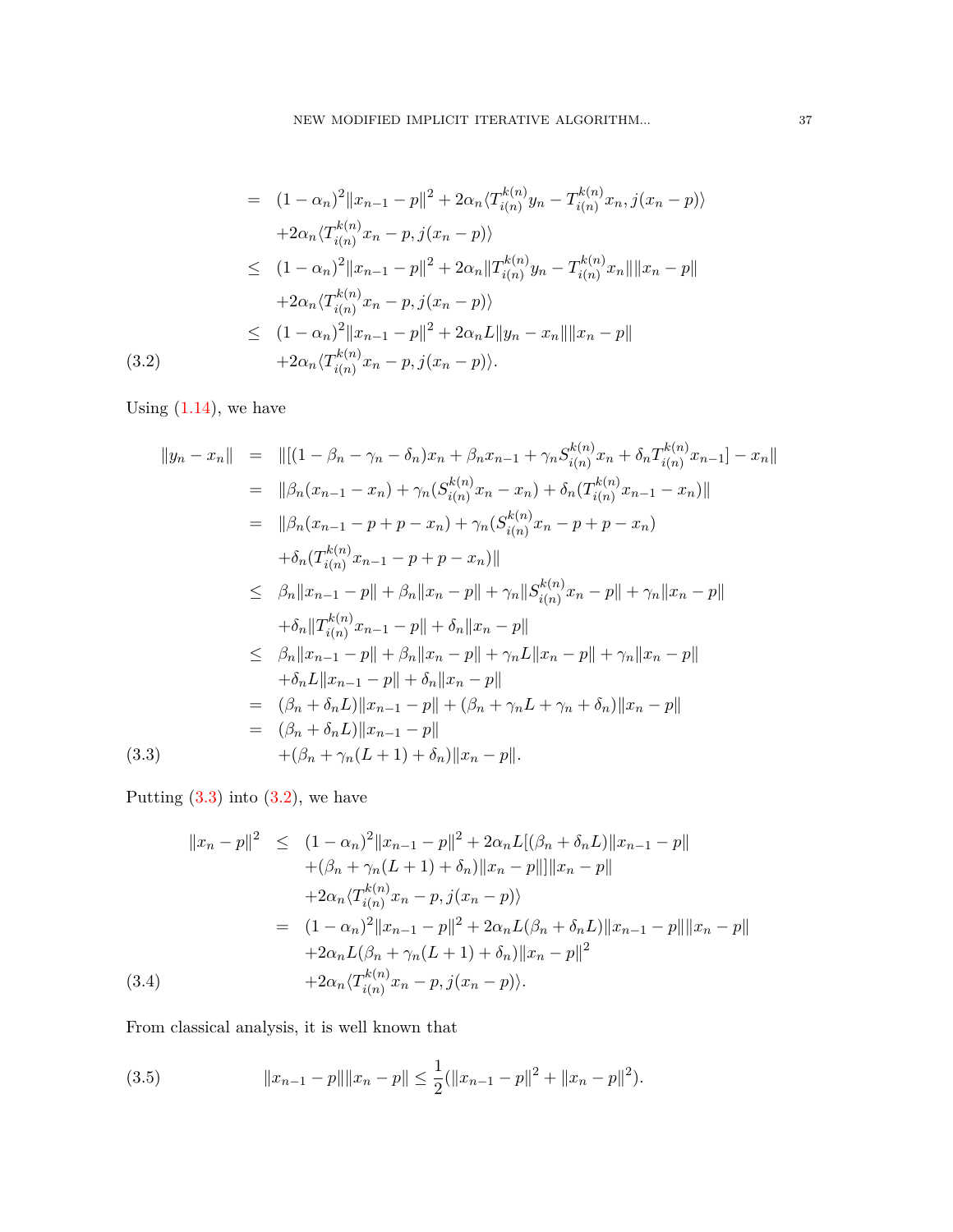$$
\begin{aligned}
&= (1-\alpha_n)^2\|x_{n-1}-p\|^2 + 2\alpha_n\langle T_{i(n)}^{k(n)}y_n - T_{i(n)}^{k(n)}x_n, j(x_n-p)\rangle \\
&\quad +2\alpha_n\langle T_{i(n)}^{k(n)}x_n - p, j(x_n-p)\rangle \\
&\leq (1-\alpha_n)^2\|x_{n-1}-p\|^2 + 2\alpha_n\|T_{i(n)}^{k(n)}y_n - T_{i(n)}^{k(n)}x_n\|\|x_n-p\| \\
&\quad +2\alpha_n\langle T_{i(n)}^{k(n)}x_n - p, j(x_n-p)\rangle \\
&\leq (1-\alpha_n)^2\|x_{n-1}-p\|^2 + 2\alpha_n L\|y_n - x_n\|\|x_n-p\| \\
&\quad +2\alpha_n\langle T_{i(n)}^{k(n)}x_n - p, j(x_n-p)\rangle. \qquad (3.2)
\end{aligned}
$$

Using (1.14), we have

$$
\begin{aligned}
\|y_n - x_n\| &= \|[(1-\beta_n-\gamma_n-\delta_n)x_n + \beta_n x_{n-1} + \gamma_n S_{i(n)}^{k(n)}x_n + \delta_n T_{i(n)}^{k(n)}x_{n-1}] - x_n\| \\
&= \|\beta_n(x_{n-1}-x_n) + \gamma_n(S_{i(n)}^{k(n)}x_n - x_n) + \delta_n(T_{i(n)}^{k(n)}x_{n-1} - x_n)\| \\
&= \|\beta_n(x_{n-1}-p+p-x_n) + \gamma_n(S_{i(n)}^{k(n)}x_n - p + p - x_n) \\
&\quad +\delta_n(T_{i(n)}^{k(n)}x_{n-1} - p + p - x_n)\| \\
&\leq \beta_n\|x_{n-1}-p\| + \beta_n\|x_n-p\| + \gamma_n\|S_{i(n)}^{k(n)}x_n - p\| + \gamma_n\|x_n-p\| \\
&\quad +\delta_n\|T_{i(n)}^{k(n)}x_{n-1}-p\| + \delta_n\|x_n-p\| \\
&\leq \beta_n\|x_{n-1}-p\| + \beta_n\|x_n-p\| + \gamma_n L\|x_n-p\| + \gamma_n\|x_n-p\| \\
&\quad +\delta_n L\|x_{n-1}-p\| + \delta_n\|x_n-p\| \\
&= (\beta_n+\delta_n L)\|x_{n-1}-p\| + (\beta_n+\gamma_n L+\gamma_n+\delta_n)\|x_n-p\| \\
&= (\beta_n+\delta_n L)\|x_{n-1}-p\| \\
&\quad +(\beta_n+\gamma_n(L+1)+\delta_n)\|x_n-p\|. \qquad (3.3)
\end{aligned}
$$

Putting (3.3) into (3.2), we have

$$
\begin{aligned}
\|x_n-p\|^2 &\leq (1-\alpha_n)^2\|x_{n-1}-p\|^2 + 2\alpha_n L[(\beta_n+\delta_n L)\|x_{n-1}-p\| \\
&\quad +(\beta_n+\gamma_n(L+1)+\delta_n)\|x_n-p\|]\|x_n-p\| \\
&\quad +2\alpha_n\langle T_{i(n)}^{k(n)}x_n - p, j(x_n-p)\rangle \\
&= (1-\alpha_n)^2\|x_{n-1}-p\|^2 + 2\alpha_n L(\beta_n+\delta_n L)\|x_{n-1}-p\|\|x_n-p\| \\
&\quad +2\alpha_n L(\beta_n+\gamma_n(L+1)+\delta_n)\|x_n-p\|^2 \\
&\quad +2\alpha_n\langle T_{i(n)}^{k(n)}x_n - p, j(x_n-p)\rangle. \qquad (3.4)
\end{aligned}
$$

From classical analysis, it is well known that

$$
\|x_{n-1}-p\|\|x_n-p\| \leq \frac{1}{2}(\|x_{n-1}-p\|^2 + \|x_n-p\|^2). \qquad (3.5)
$$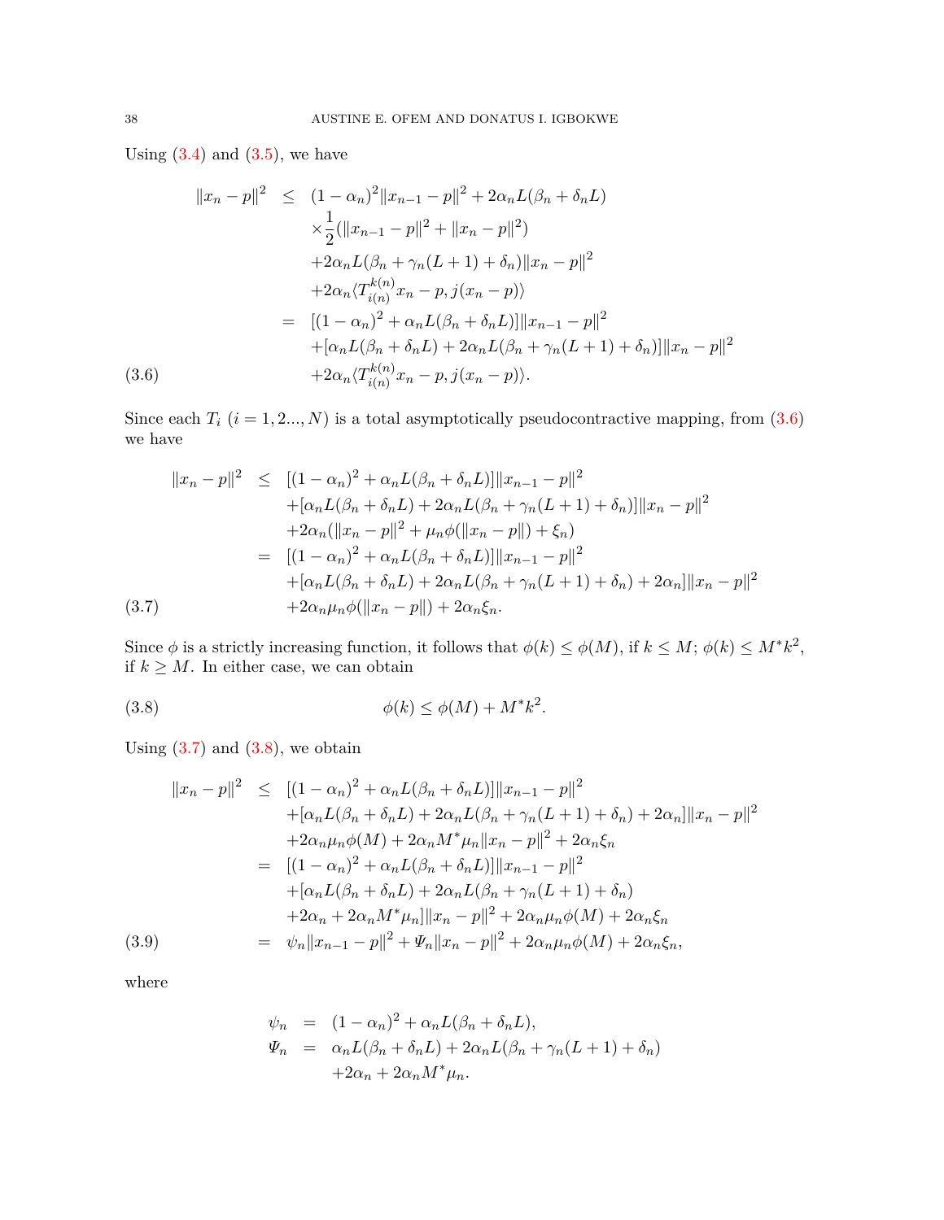Using (3.4) and (3.5), we have

$$
\begin{aligned}
\|x_n - p\|^2 \;\leq\;& (1-\alpha_n)^2\|x_{n-1} - p\|^2 + 2\alpha_n L(\beta_n + \delta_n L) \\
&\times \frac{1}{2}(\|x_{n-1} - p\|^2 + \|x_n - p\|^2) \\
&+ 2\alpha_n L(\beta_n + \gamma_n(L+1) + \delta_n)\|x_n - p\|^2 \\
&+ 2\alpha_n \langle T^{k(n)}_{i(n)} x_n - p, j(x_n - p)\rangle \\
=\;& [(1-\alpha_n)^2 + \alpha_n L(\beta_n + \delta_n L)]\|x_{n-1} - p\|^2 \\
&+ [\alpha_n L(\beta_n + \delta_n L) + 2\alpha_n L(\beta_n + \gamma_n(L+1) + \delta_n)]\|x_n - p\|^2 \\
&+ 2\alpha_n \langle T^{k(n)}_{i(n)} x_n - p, j(x_n - p)\rangle. \qquad (3.6)
\end{aligned}
$$

Since each $T_i$ $(i = 1, 2..., N)$ is a total asymptotically pseudocontractive mapping, from (3.6) we have

$$
\begin{aligned}
\|x_n - p\|^2 \;\leq\;& [(1-\alpha_n)^2 + \alpha_n L(\beta_n + \delta_n L)]\|x_{n-1} - p\|^2 \\
&+ [\alpha_n L(\beta_n + \delta_n L) + 2\alpha_n L(\beta_n + \gamma_n(L+1) + \delta_n)]\|x_n - p\|^2 \\
&+ 2\alpha_n(\|x_n - p\|^2 + \mu_n \phi(\|x_n - p\|) + \xi_n) \\
=\;& [(1-\alpha_n)^2 + \alpha_n L(\beta_n + \delta_n L)]\|x_{n-1} - p\|^2 \\
&+ [\alpha_n L(\beta_n + \delta_n L) + 2\alpha_n L(\beta_n + \gamma_n(L+1) + \delta_n) + 2\alpha_n]\|x_n - p\|^2 \\
&+ 2\alpha_n \mu_n \phi(\|x_n - p\|) + 2\alpha_n \xi_n. \qquad (3.7)
\end{aligned}
$$

Since $\phi$ is a strictly increasing function, it follows that $\phi(k) \leq \phi(M)$, if $k \leq M$; $\phi(k) \leq M^* k^2$, if $k \geq M$. In either case, we can obtain

$$
\phi(k) \leq \phi(M) + M^* k^2. \qquad (3.8)
$$

Using (3.7) and (3.8), we obtain

$$
\begin{aligned}
\|x_n - p\|^2 \;\leq\;& [(1-\alpha_n)^2 + \alpha_n L(\beta_n + \delta_n L)]\|x_{n-1} - p\|^2 \\
&+ [\alpha_n L(\beta_n + \delta_n L) + 2\alpha_n L(\beta_n + \gamma_n(L+1) + \delta_n) + 2\alpha_n]\|x_n - p\|^2 \\
&+ 2\alpha_n \mu_n \phi(M) + 2\alpha_n M^* \mu_n \|x_n - p\|^2 + 2\alpha_n \xi_n \\
=\;& [(1-\alpha_n)^2 + \alpha_n L(\beta_n + \delta_n L)]\|x_{n-1} - p\|^2 \\
&+ [\alpha_n L(\beta_n + \delta_n L) + 2\alpha_n L(\beta_n + \gamma_n(L+1) + \delta_n) \\
&+ 2\alpha_n + 2\alpha_n M^* \mu_n]\|x_n - p\|^2 + 2\alpha_n \mu_n \phi(M) + 2\alpha_n \xi_n \\
=\;& \psi_n \|x_{n-1} - p\|^2 + \Psi_n \|x_n - p\|^2 + 2\alpha_n \mu_n \phi(M) + 2\alpha_n \xi_n, \qquad (3.9)
\end{aligned}
$$

where

$$
\begin{aligned}
\psi_n &= (1-\alpha_n)^2 + \alpha_n L(\beta_n + \delta_n L), \\
\Psi_n &= \alpha_n L(\beta_n + \delta_n L) + 2\alpha_n L(\beta_n + \gamma_n(L+1) + \delta_n) \\
&\quad + 2\alpha_n + 2\alpha_n M^* \mu_n.
\end{aligned}
$$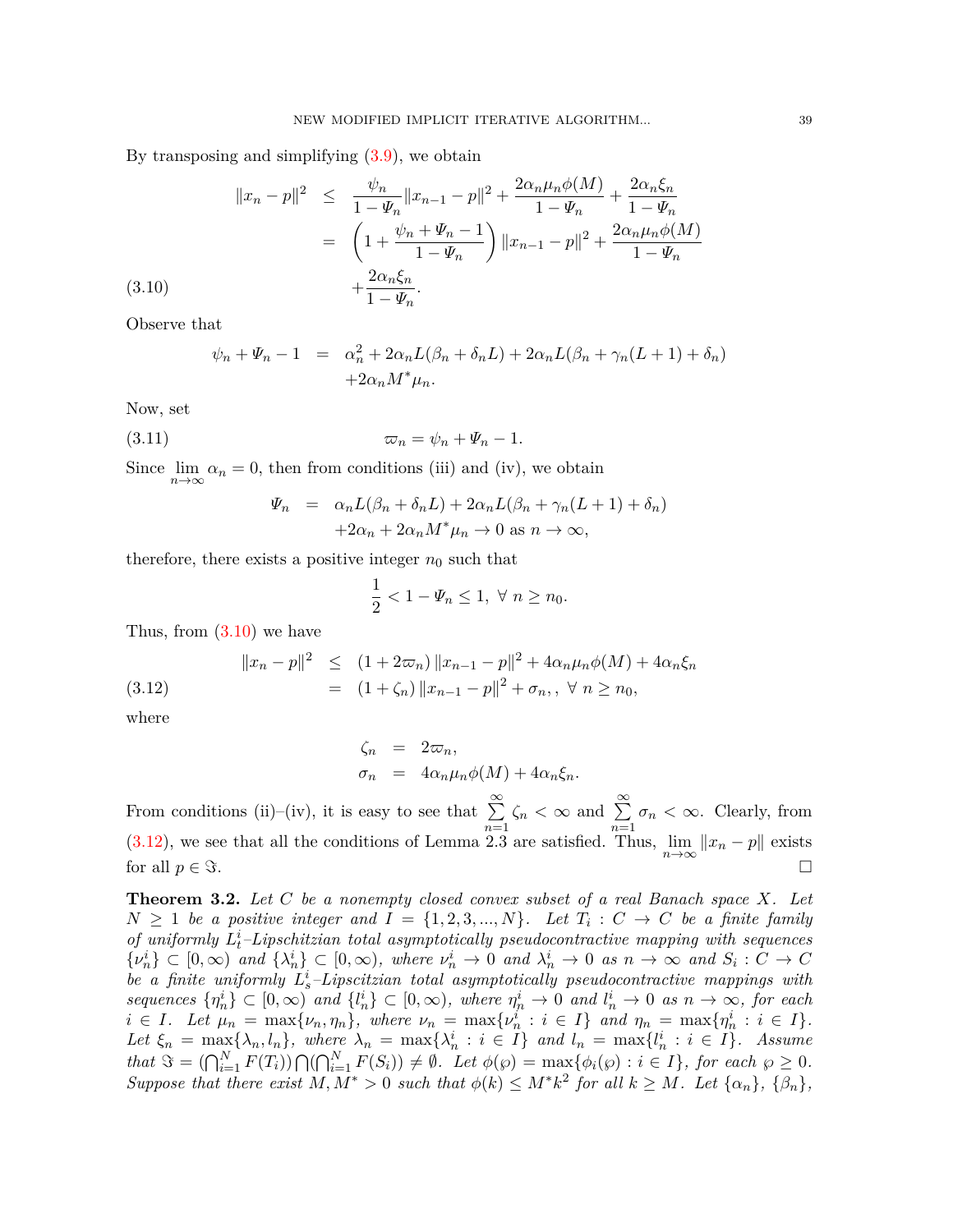By transposing and simplifying (3.9), we obtain

$$
\begin{aligned}
\|x_n - p\|^2 &\leq \frac{\psi_n}{1-\varPsi_n}\|x_{n-1}-p\|^2 + \frac{2\alpha_n\mu_n\phi(M)}{1-\varPsi_n} + \frac{2\alpha_n\xi_n}{1-\varPsi_n} \\
&= \left(1+\frac{\psi_n+\varPsi_n-1}{1-\varPsi_n}\right)\|x_{n-1}-p\|^2 + \frac{2\alpha_n\mu_n\phi(M)}{1-\varPsi_n} \\
&\quad + \frac{2\alpha_n\xi_n}{1-\varPsi_n}. \qquad (3.10)
\end{aligned}
$$

Observe that

$$
\begin{aligned}
\psi_n + \varPsi_n - 1 &= \alpha_n^2 + 2\alpha_n L(\beta_n+\delta_n L) + 2\alpha_n L(\beta_n + \gamma_n(L+1)+\delta_n) \\
&\quad + 2\alpha_n M^*\mu_n.
\end{aligned}
$$

Now, set

$$
\varpi_n = \psi_n + \varPsi_n - 1. \qquad (3.11)
$$

Since $\lim_{n\to\infty}\alpha_n = 0$, then from conditions (iii) and (iv), we obtain

$$
\begin{aligned}
\varPsi_n &= \alpha_n L(\beta_n+\delta_n L) + 2\alpha_n L(\beta_n+\gamma_n(L+1)+\delta_n) \\
&\quad + 2\alpha_n + 2\alpha_n M^*\mu_n \to 0 \text{ as } n\to\infty,
\end{aligned}
$$

therefore, there exists a positive integer $n_0$ such that

$$
\frac{1}{2} < 1 - \varPsi_n \leq 1, \ \forall\ n \geq n_0.
$$

Thus, from (3.10) we have

$$
\begin{aligned}
\|x_n - p\|^2 &\leq (1+2\varpi_n)\|x_{n-1}-p\|^2 + 4\alpha_n\mu_n\phi(M) + 4\alpha_n\xi_n \\
&= (1+\zeta_n)\|x_{n-1}-p\|^2 + \sigma_n, , \ \forall\ n\geq n_0, \qquad (3.12)
\end{aligned}
$$

where

$$
\begin{aligned}
\zeta_n &= 2\varpi_n, \\
\sigma_n &= 4\alpha_n\mu_n\phi(M) + 4\alpha_n\xi_n.
\end{aligned}
$$

From conditions (ii)–(iv), it is easy to see that $\sum_{n=1}^{\infty}\zeta_n < \infty$ and $\sum_{n=1}^{\infty}\sigma_n < \infty$. Clearly, from (3.12), we see that all the conditions of Lemma 2.3 are satisfied. Thus, $\lim_{n\to\infty}\|x_n - p\|$ exists for all $p \in \Im$. □

**Theorem 3.2.** *Let $C$ be a nonempty closed convex subset of a real Banach space $X$. Let $N \geq 1$ be a positive integer and $I = \{1,2,3,...,N\}$. Let $T_i : C \to C$ be a finite family of uniformly $L_t^i$–Lipschitzian total asymptotically pseudocontractive mapping with sequences $\{\nu_n^i\} \subset [0,\infty)$ and $\{\lambda_n^i\} \subset [0,\infty)$, where $\nu_n^i \to 0$ and $\lambda_n^i \to 0$ as $n\to\infty$ and $S_i : C \to C$ be a finite uniformly $L_s^i$–Lipscitzian total asymptotically pseudocontractive mappings with sequences $\{\eta_n^i\} \subset [0,\infty)$ and $\{l_n^i\} \subset [0,\infty)$, where $\eta_n^i \to 0$ and $l_n^i \to 0$ as $n\to\infty$, for each $i \in I$. Let $\mu_n = \max\{\nu_n, \eta_n\}$, where $\nu_n = \max\{\nu_n^i : i \in I\}$ and $\eta_n = \max\{\eta_n^i : i\in I\}$. Let $\xi_n = \max\{\lambda_n, l_n\}$, where $\lambda_n = \max\{\lambda_n^i : i \in I\}$ and $l_n = \max\{l_n^i : i \in I\}$. Assume that $\Im = (\bigcap_{i=1}^N F(T_i))\bigcap(\bigcap_{i=1}^N F(S_i)) \neq \emptyset$. Let $\phi(\wp) = \max\{\phi_i(\wp) : i \in I\}$, for each $\wp \geq 0$. Suppose that there exist $M, M^* > 0$ such that $\phi(k) \leq M^*k^2$ for all $k \geq M$. Let $\{\alpha_n\}$, $\{\beta_n\}$,*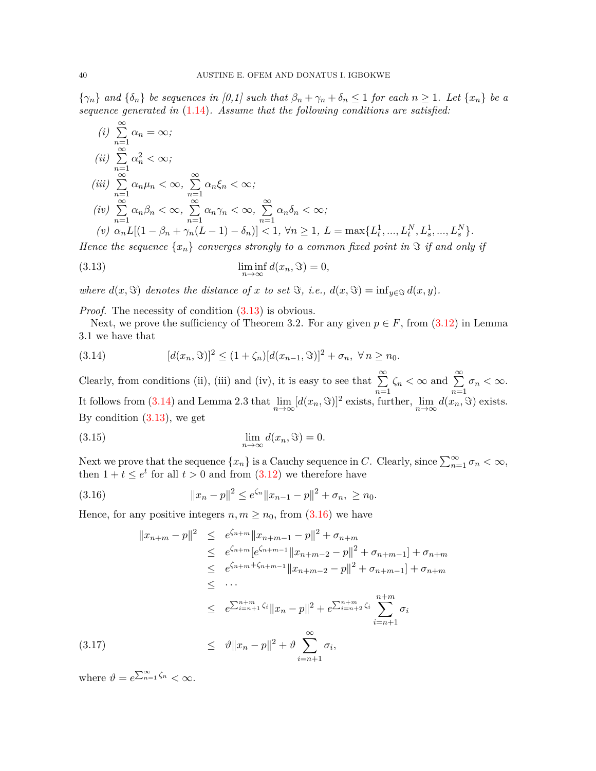$\{\gamma_n\}$ *and* $\{\delta_n\}$ *be sequences in [0,1] such that* $\beta_n + \gamma_n + \delta_n \leq 1$ *for each* $n \geq 1$. *Let* $\{x_n\}$ *be a sequence generated in* (1.14). *Assume that the following conditions are satisfied:*

(i) $\sum_{n=1}^{\infty} \alpha_n = \infty$;

(ii) $\sum_{n=1}^{\infty} \alpha_n^2 < \infty$;

(iii) $\sum_{n=1}^{\infty} \alpha_n \mu_n < \infty$, $\sum_{n=1}^{\infty} \alpha_n \xi_n < \infty$;

(iv) $\sum_{n=1}^{\infty} \alpha_n \beta_n < \infty$, $\sum_{n=1}^{\infty} \alpha_n \gamma_n < \infty$, $\sum_{n=1}^{\infty} \alpha_n \delta_n < \infty$;

(v) $\alpha_n L[(1 - \beta_n + \gamma_n(L-1) - \delta_n)] < 1$, $\forall n \geq 1$, $L = \max\{L_t^1, ..., L_t^N, L_s^1, ..., L_s^N\}$.

*Hence the sequence* $\{x_n\}$ *converges strongly to a common fixed point in* $\Im$ *if and only if*

$$\liminf_{n\to\infty} d(x_n, \Im) = 0, \tag{3.13}$$

*where* $d(x, \Im)$ *denotes the distance of* $x$ *to set* $\Im$, *i.e.,* $d(x, \Im) = \inf_{y \in \Im} d(x, y)$.

*Proof.* The necessity of condition (3.13) is obvious.

Next, we prove the sufficiency of Theorem 3.2. For any given $p \in F$, from (3.12) in Lemma 3.1 we have that

$$[d(x_n, \Im)]^2 \leq (1 + \zeta_n)[d(x_{n-1}, \Im)]^2 + \sigma_n, \ \forall\, n \geq n_0. \tag{3.14}$$

Clearly, from conditions (ii), (iii) and (iv), it is easy to see that $\sum_{n=1}^{\infty} \zeta_n < \infty$ and $\sum_{n=1}^{\infty} \sigma_n < \infty$. It follows from (3.14) and Lemma 2.3 that $\lim_{n\to\infty} [d(x_n, \Im)]^2$ exists, further, $\lim_{n\to\infty} d(x_n, \Im)$ exists. By condition (3.13), we get

$$\lim_{n\to\infty} d(x_n, \Im) = 0. \tag{3.15}$$

Next we prove that the sequence $\{x_n\}$ is a Cauchy sequence in $C$. Clearly, since $\sum_{n=1}^{\infty} \sigma_n < \infty$, then $1 + t \leq e^t$ for all $t > 0$ and from (3.12) we therefore have

$$\|x_n - p\|^2 \leq e^{\zeta_n} \|x_{n-1} - p\|^2 + \sigma_n, \ \geq n_0. \tag{3.16}$$

Hence, for any positive integers $n, m \geq n_0$, from (3.16) we have

$$\begin{aligned}
\|x_{n+m} - p\|^2 &\leq e^{\zeta_{n+m}} \|x_{n+m-1} - p\|^2 + \sigma_{n+m} \\
&\leq e^{\zeta_{n+m}} [e^{\zeta_{n+m-1}} \|x_{n+m-2} - p\|^2 + \sigma_{n+m-1}] + \sigma_{n+m} \\
&\leq e^{\zeta_{n+m} + \zeta_{n+m-1}} \|x_{n+m-2} - p\|^2 + \sigma_{n+m-1}] + \sigma_{n+m} \\
&\leq \cdots \\
&\leq e^{\sum_{i=n+1}^{n+m} \zeta_i} \|x_n - p\|^2 + e^{\sum_{i=n+2}^{n+m} \zeta_i} \sum_{i=n+1}^{n+m} \sigma_i \\
&\leq \vartheta \|x_n - p\|^2 + \vartheta \sum_{i=n+1}^{\infty} \sigma_i,
\end{aligned} \tag{3.17}$$

where $\vartheta = e^{\sum_{n=1}^{\infty} \zeta_n} < \infty$.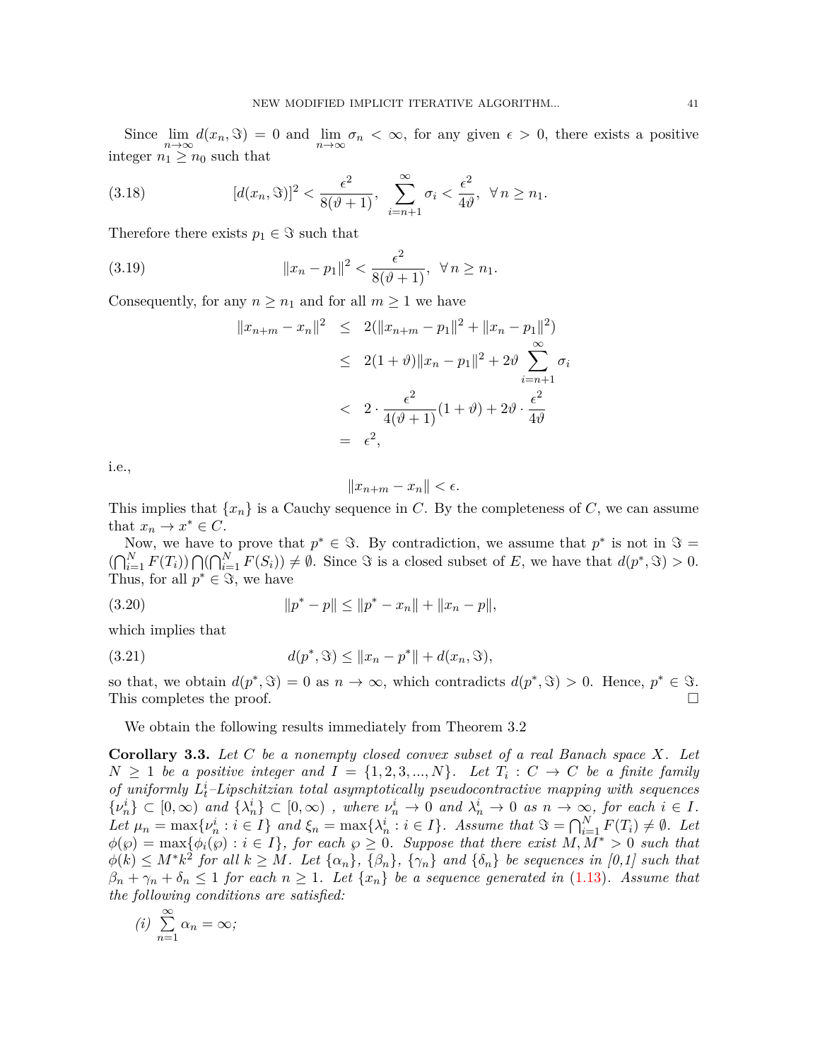Since $\lim_{n\to\infty} d(x_n, \Im) = 0$ and $\lim_{n\to\infty} \sigma_n < \infty$, for any given $\epsilon > 0$, there exists a positive integer $n_1 \geq n_0$ such that

$$[d(x_n, \Im)]^2 < \frac{\epsilon^2}{8(\vartheta+1)}, \quad \sum_{i=n+1}^{\infty} \sigma_i < \frac{\epsilon^2}{4\vartheta}, \quad \forall\, n \geq n_1. \tag{3.18}$$

Therefore there exists $p_1 \in \Im$ such that

$$\|x_n - p_1\|^2 < \frac{\epsilon^2}{8(\vartheta+1)}, \quad \forall\, n \geq n_1. \tag{3.19}$$

Consequently, for any $n \geq n_1$ and for all $m \geq 1$ we have

$$\begin{aligned}
\|x_{n+m} - x_n\|^2 &\leq 2(\|x_{n+m} - p_1\|^2 + \|x_n - p_1\|^2) \\
&\leq 2(1+\vartheta)\|x_n - p_1\|^2 + 2\vartheta \sum_{i=n+1}^{\infty} \sigma_i \\
&< 2 \cdot \frac{\epsilon^2}{4(\vartheta+1)}(1+\vartheta) + 2\vartheta \cdot \frac{\epsilon^2}{4\vartheta} \\
&= \epsilon^2,
\end{aligned}$$

i.e.,

$$\|x_{n+m} - x_n\| < \epsilon.$$

This implies that $\{x_n\}$ is a Cauchy sequence in $C$. By the completeness of $C$, we can assume that $x_n \to x^* \in C$.

Now, we have to prove that $p^* \in \Im$. By contradiction, we assume that $p^*$ is not in $\Im = (\bigcap_{i=1}^{N} F(T_i)) \bigcap (\bigcap_{i=1}^{N} F(S_i)) \neq \emptyset$. Since $\Im$ is a closed subset of $E$, we have that $d(p^*, \Im) > 0$. Thus, for all $p^* \in \Im$, we have

$$\|p^* - p\| \leq \|p^* - x_n\| + \|x_n - p\|, \tag{3.20}$$

which implies that

$$d(p^*, \Im) \leq \|x_n - p^*\| + d(x_n, \Im), \tag{3.21}$$

so that, we obtain $d(p^*, \Im) = 0$ as $n \to \infty$, which contradicts $d(p^*, \Im) > 0$. Hence, $p^* \in \Im$. This completes the proof. $\square$

We obtain the following results immediately from Theorem 3.2

**Corollary 3.3.** *Let $C$ be a nonempty closed convex subset of a real Banach space $X$. Let $N \geq 1$ be a positive integer and $I = \{1, 2, 3, ..., N\}$. Let $T_i : C \to C$ be a finite family of uniformly $L_t^i$–Lipschitzian total asymptotically pseudocontractive mapping with sequences $\{\nu_n^i\} \subset [0, \infty)$ and $\{\lambda_n^i\} \subset [0, \infty)$ , where $\nu_n^i \to 0$ and $\lambda_n^i \to 0$ as $n \to \infty$, for each $i \in I$. Let $\mu_n = \max\{\nu_n^i : i \in I\}$ and $\xi_n = \max\{\lambda_n^i : i \in I\}$. Assume that $\Im = \bigcap_{i=1}^{N} F(T_i) \neq \emptyset$. Let $\phi(\wp) = \max\{\phi_i(\wp) : i \in I\}$, for each $\wp \geq 0$. Suppose that there exist $M, M^* > 0$ such that $\phi(k) \leq M^* k^2$ for all $k \geq M$. Let $\{\alpha_n\}$, $\{\beta_n\}$, $\{\gamma_n\}$ and $\{\delta_n\}$ be sequences in [0,1] such that $\beta_n + \gamma_n + \delta_n \leq 1$ for each $n \geq 1$. Let $\{x_n\}$ be a sequence generated in (1.13). Assume that the following conditions are satisfied:*

*(i)* $\sum_{n=1}^{\infty} \alpha_n = \infty$;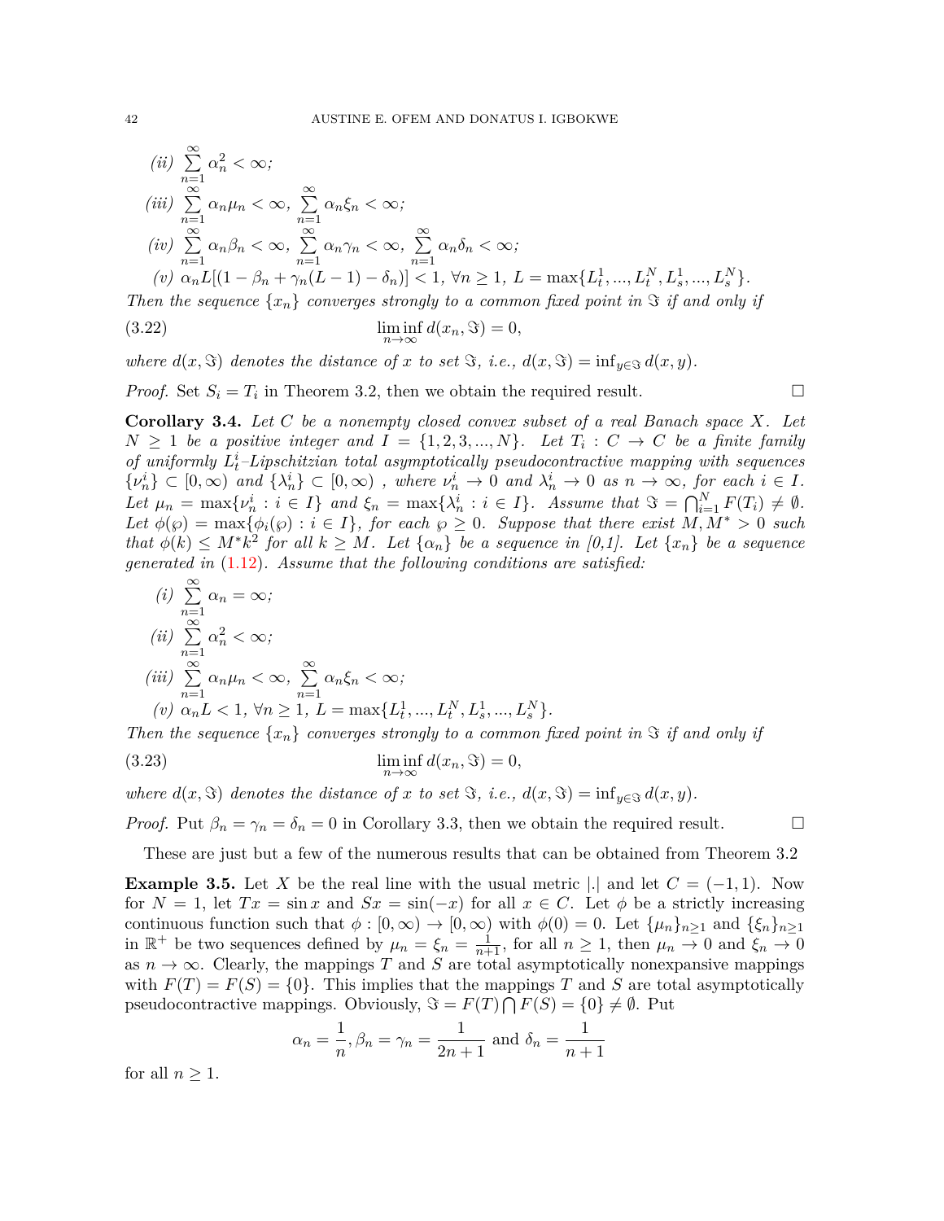*(ii)* $\sum_{n=1}^{\infty} \alpha_n^2 < \infty$;

*(iii)* $\sum_{n=1}^{\infty} \alpha_n \mu_n < \infty$, $\sum_{n=1}^{\infty} \alpha_n \xi_n < \infty$;

*(iv)* $\sum_{n=1}^{\infty} \alpha_n \beta_n < \infty$, $\sum_{n=1}^{\infty} \alpha_n \gamma_n < \infty$, $\sum_{n=1}^{\infty} \alpha_n \delta_n < \infty$;

*(v)* $\alpha_n L[(1 - \beta_n + \gamma_n(L-1) - \delta_n)] < 1$, $\forall n \geq 1$, $L = \max\{L_t^1, ..., L_t^N, L_s^1, ..., L_s^N\}$.

*Then the sequence $\{x_n\}$ converges strongly to a common fixed point in $\Im$ if and only if*

$$\liminf_{n\to\infty} d(x_n, \Im) = 0, \tag{3.22}$$

*where $d(x, \Im)$ denotes the distance of $x$ to set $\Im$, i.e., $d(x, \Im) = \inf_{y\in\Im} d(x, y)$.*

*Proof.* Set $S_i = T_i$ in Theorem 3.2, then we obtain the required result. □

**Corollary 3.4.** *Let $C$ be a nonempty closed convex subset of a real Banach space $X$. Let $N \geq 1$ be a positive integer and $I = \{1, 2, 3, ..., N\}$. Let $T_i : C \to C$ be a finite family of uniformly $L_t^i$–Lipschitzian total asymptotically pseudocontractive mapping with sequences $\{\nu_n^i\} \subset [0, \infty)$ and $\{\lambda_n^i\} \subset [0, \infty)$ , where $\nu_n^i \to 0$ and $\lambda_n^i \to 0$ as $n \to \infty$, for each $i \in I$. Let $\mu_n = \max\{\nu_n^i : i \in I\}$ and $\xi_n = \max\{\lambda_n^i : i \in I\}$. Assume that $\Im = \bigcap_{i=1}^N F(T_i) \neq \emptyset$. Let $\phi(\wp) = \max\{\phi_i(\wp) : i \in I\}$, for each $\wp \geq 0$. Suppose that there exist $M, M^* > 0$ such that $\phi(k) \leq M^* k^2$ for all $k \geq M$. Let $\{\alpha_n\}$ be a sequence in [0,1]. Let $\{x_n\}$ be a sequence generated in (1.12). Assume that the following conditions are satisfied:*

*(i)* $\sum_{n=1}^{\infty} \alpha_n = \infty$;

*(ii)* $\sum_{n=1}^{\infty} \alpha_n^2 < \infty$;

*(iii)* $\sum_{n=1}^{\infty} \alpha_n \mu_n < \infty$, $\sum_{n=1}^{\infty} \alpha_n \xi_n < \infty$;

*(v)* $\alpha_n L < 1$, $\forall n \geq 1$, $L = \max\{L_t^1, ..., L_t^N, L_s^1, ..., L_s^N\}$.

*Then the sequence $\{x_n\}$ converges strongly to a common fixed point in $\Im$ if and only if*

$$\liminf_{n\to\infty} d(x_n, \Im) = 0, \tag{3.23}$$

*where $d(x, \Im)$ denotes the distance of $x$ to set $\Im$, i.e., $d(x, \Im) = \inf_{y\in\Im} d(x, y)$.*

*Proof.* Put $\beta_n = \gamma_n = \delta_n = 0$ in Corollary 3.3, then we obtain the required result. □

These are just but a few of the numerous results that can be obtained from Theorem 3.2

**Example 3.5.** Let $X$ be the real line with the usual metric $|.|$ and let $C = (-1, 1)$. Now for $N = 1$, let $Tx = \sin x$ and $Sx = \sin(-x)$ for all $x \in C$. Let $\phi$ be a strictly increasing continuous function such that $\phi : [0, \infty) \to [0, \infty)$ with $\phi(0) = 0$. Let $\{\mu_n\}_{n\geq 1}$ and $\{\xi_n\}_{n\geq 1}$ in $\mathbb{R}^+$ be two sequences defined by $\mu_n = \xi_n = \frac{1}{n+1}$, for all $n \geq 1$, then $\mu_n \to 0$ and $\xi_n \to 0$ as $n \to \infty$. Clearly, the mappings $T$ and $S$ are total asymptotically nonexpansive mappings with $F(T) = F(S) = \{0\}$. This implies that the mappings $T$ and $S$ are total asymptotically pseudocontractive mappings. Obviously, $\Im = F(T) \bigcap F(S) = \{0\} \neq \emptyset$. Put

$$\alpha_n = \frac{1}{n}, \beta_n = \gamma_n = \frac{1}{2n+1} \text{ and } \delta_n = \frac{1}{n+1}$$

for all $n \geq 1$.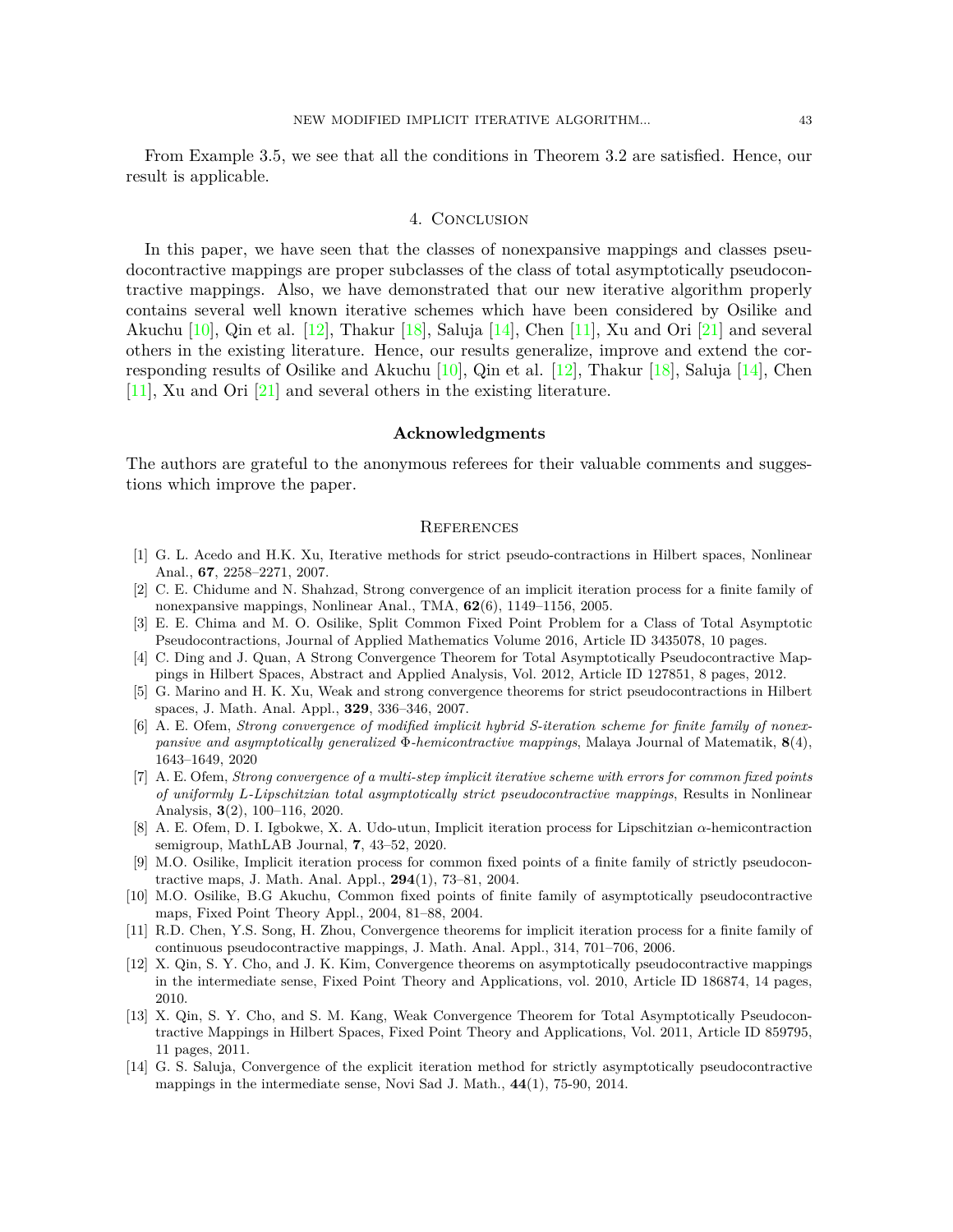From Example 3.5, we see that all the conditions in Theorem 3.2 are satisfied. Hence, our result is applicable.

## 4. Conclusion

In this paper, we have seen that the classes of nonexpansive mappings and classes pseudocontractive mappings are proper subclasses of the class of total asymptotically pseudocontractive mappings. Also, we have demonstrated that our new iterative algorithm properly contains several well known iterative schemes which have been considered by Osilike and Akuchu [10], Qin et al. [12], Thakur [18], Saluja [14], Chen [11], Xu and Ori [21] and several others in the existing literature. Hence, our results generalize, improve and extend the corresponding results of Osilike and Akuchu [10], Qin et al. [12], Thakur [18], Saluja [14], Chen [11], Xu and Ori [21] and several others in the existing literature.

### Acknowledgments

The authors are grateful to the anonymous referees for their valuable comments and suggestions which improve the paper.

## References

[1] G. L. Acedo and H.K. Xu, Iterative methods for strict pseudo-contractions in Hilbert spaces, Nonlinear Anal., **67**, 2258–2271, 2007.

[2] C. E. Chidume and N. Shahzad, Strong convergence of an implicit iteration process for a finite family of nonexpansive mappings, Nonlinear Anal., TMA, **62**(6), 1149–1156, 2005.

[3] E. E. Chima and M. O. Osilike, Split Common Fixed Point Problem for a Class of Total Asymptotic Pseudocontractions, Journal of Applied Mathematics Volume 2016, Article ID 3435078, 10 pages.

[4] C. Ding and J. Quan, A Strong Convergence Theorem for Total Asymptotically Pseudocontractive Mappings in Hilbert Spaces, Abstract and Applied Analysis, Vol. 2012, Article ID 127851, 8 pages, 2012.

[5] G. Marino and H. K. Xu, Weak and strong convergence theorems for strict pseudocontractions in Hilbert spaces, J. Math. Anal. Appl., **329**, 336–346, 2007.

[6] A. E. Ofem, *Strong convergence of modified implicit hybrid S-iteration scheme for finite family of nonexpansive and asymptotically generalized $\Phi$-hemicontractive mappings*, Malaya Journal of Matematik, **8**(4), 1643–1649, 2020

[7] A. E. Ofem, *Strong convergence of a multi-step implicit iterative scheme with errors for common fixed points of uniformly L-Lipschitzian total asymptotically strict pseudocontractive mappings*, Results in Nonlinear Analysis, **3**(2), 100–116, 2020.

[8] A. E. Ofem, D. I. Igbokwe, X. A. Udo-utun, Implicit iteration process for Lipschitzian $\alpha$-hemicontraction semigroup, MathLAB Journal, **7**, 43–52, 2020.

[9] M.O. Osilike, Implicit iteration process for common fixed points of a finite family of strictly pseudocontractive maps, J. Math. Anal. Appl., **294**(1), 73–81, 2004.

[10] M.O. Osilike, B.G Akuchu, Common fixed points of finite family of asymptotically pseudocontractive maps, Fixed Point Theory Appl., 2004, 81–88, 2004.

[11] R.D. Chen, Y.S. Song, H. Zhou, Convergence theorems for implicit iteration process for a finite family of continuous pseudocontractive mappings, J. Math. Anal. Appl., 314, 701–706, 2006.

[12] X. Qin, S. Y. Cho, and J. K. Kim, Convergence theorems on asymptotically pseudocontractive mappings in the intermediate sense, Fixed Point Theory and Applications, vol. 2010, Article ID 186874, 14 pages, 2010.

[13] X. Qin, S. Y. Cho, and S. M. Kang, Weak Convergence Theorem for Total Asymptotically Pseudocontractive Mappings in Hilbert Spaces, Fixed Point Theory and Applications, Vol. 2011, Article ID 859795, 11 pages, 2011.

[14] G. S. Saluja, Convergence of the explicit iteration method for strictly asymptotically pseudocontractive mappings in the intermediate sense, Novi Sad J. Math., **44**(1), 75-90, 2014.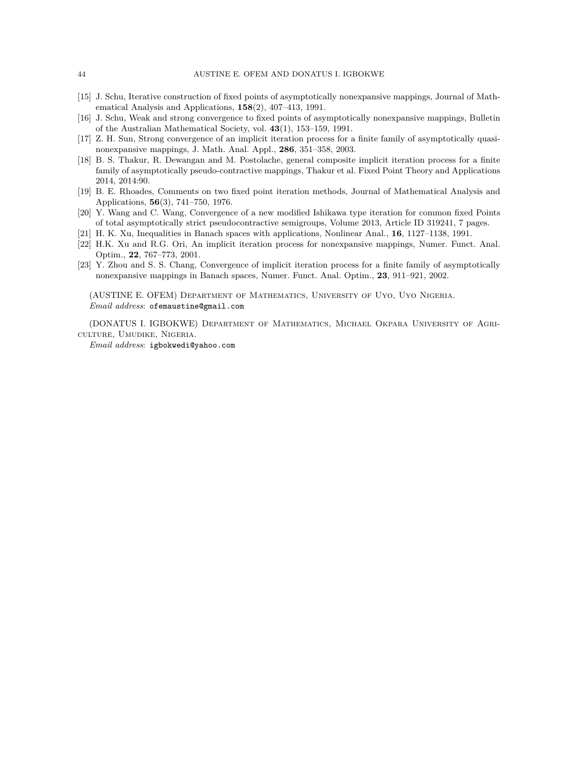[15] J. Schu, Iterative construction of fixed points of asymptotically nonexpansive mappings, Journal of Mathematical Analysis and Applications, **158**(2), 407–413, 1991.

[16] J. Schu, Weak and strong convergence to fixed points of asymptotically nonexpansive mappings, Bulletin of the Australian Mathematical Society, vol. **43**(1), 153–159, 1991.

[17] Z. H. Sun, Strong convergence of an implicit iteration process for a finite family of asymptotically quasi-nonexpansive mappings, J. Math. Anal. Appl., **286**, 351–358, 2003.

[18] B. S. Thakur, R. Dewangan and M. Postolache, general composite implicit iteration process for a finite family of asymptotically pseudo-contractive mappings, Thakur et al. Fixed Point Theory and Applications 2014, 2014:90.

[19] B. E. Rhoades, Comments on two fixed point iteration methods, Journal of Mathematical Analysis and Applications, **56**(3), 741–750, 1976.

[20] Y. Wang and C. Wang, Convergence of a new modified Ishikawa type iteration for common fixed Points of total asymptotically strict pseudocontractive semigroups, Volume 2013, Article ID 319241, 7 pages.

[21] H. K. Xu, Inequalities in Banach spaces with applications, Nonlinear Anal., **16**, 1127–1138, 1991.

[22] H.K. Xu and R.G. Ori, An implicit iteration process for nonexpansive mappings, Numer. Funct. Anal. Optim., **22**, 767–773, 2001.

[23] Y. Zhou and S. S. Chang, Convergence of implicit iteration process for a finite family of asymptotically nonexpansive mappings in Banach spaces, Numer. Funct. Anal. Optim., **23**, 911–921, 2002.

(AUSTINE E. OFEM) Department of Mathematics, University of Uyo, Uyo Nigeria.
*Email address*: ofemaustine@gmail.com

(DONATUS I. IGBOKWE) Department of Mathematics, Michael Okpara University of Agriculture, Umudike, Nigeria.
*Email address*: igbokwedi@yahoo.com